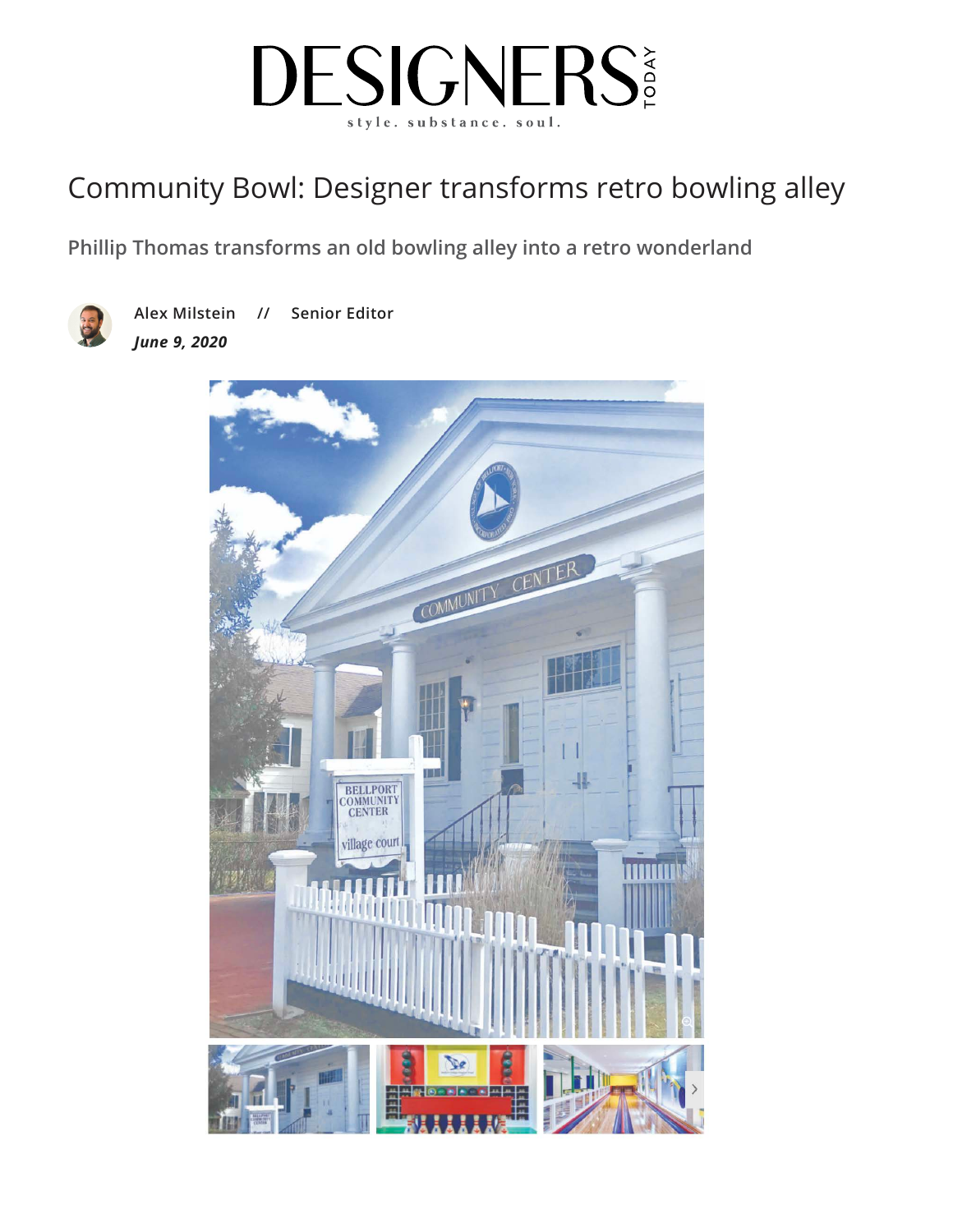# DESIGNERS TODAY

style. substance. soul.

## Community Bowl: Designer transforms retro bowling alley

### Phillip Thomas transforms an old bowling alley into a retro wonderland

**Alex Milstein // Senior Editor**

***June 9, 2020***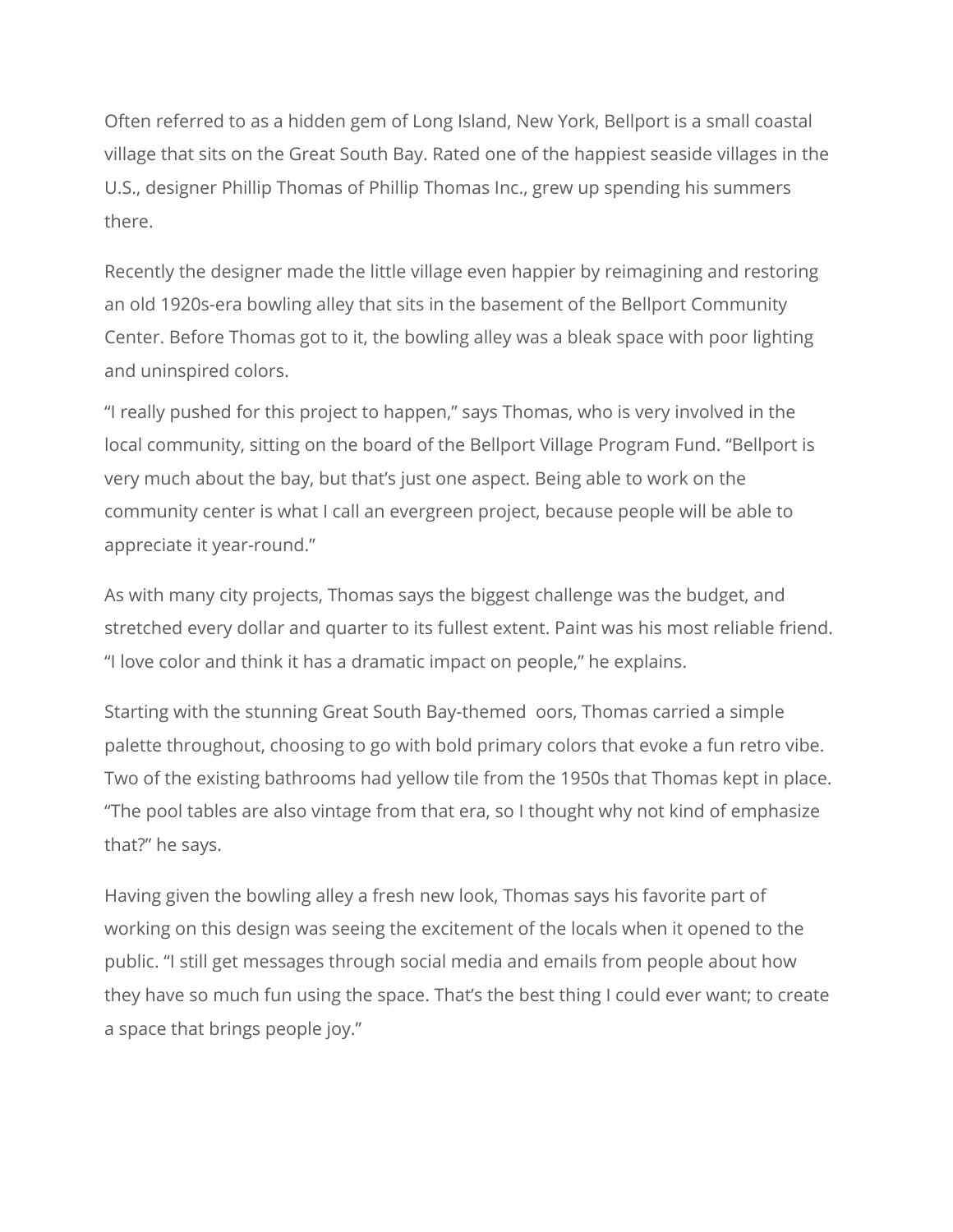Often referred to as a hidden gem of Long Island, New York, Bellport is a small coastal village that sits on the Great South Bay. Rated one of the happiest seaside villages in the U.S., designer Phillip Thomas of Phillip Thomas Inc., grew up spending his summers there.

Recently the designer made the little village even happier by reimagining and restoring an old 1920s-era bowling alley that sits in the basement of the Bellport Community Center. Before Thomas got to it, the bowling alley was a bleak space with poor lighting and uninspired colors.

"I really pushed for this project to happen," says Thomas, who is very involved in the local community, sitting on the board of the Bellport Village Program Fund. "Bellport is very much about the bay, but that's just one aspect. Being able to work on the community center is what I call an evergreen project, because people will be able to appreciate it year-round."

As with many city projects, Thomas says the biggest challenge was the budget, and stretched every dollar and quarter to its fullest extent. Paint was his most reliable friend. "I love color and think it has a dramatic impact on people," he explains.

Starting with the stunning Great South Bay-themed  oors, Thomas carried a simple palette throughout, choosing to go with bold primary colors that evoke a fun retro vibe. Two of the existing bathrooms had yellow tile from the 1950s that Thomas kept in place. "The pool tables are also vintage from that era, so I thought why not kind of emphasize that?" he says.

Having given the bowling alley a fresh new look, Thomas says his favorite part of working on this design was seeing the excitement of the locals when it opened to the public. "I still get messages through social media and emails from people about how they have so much fun using the space. That's the best thing I could ever want; to create a space that brings people joy."